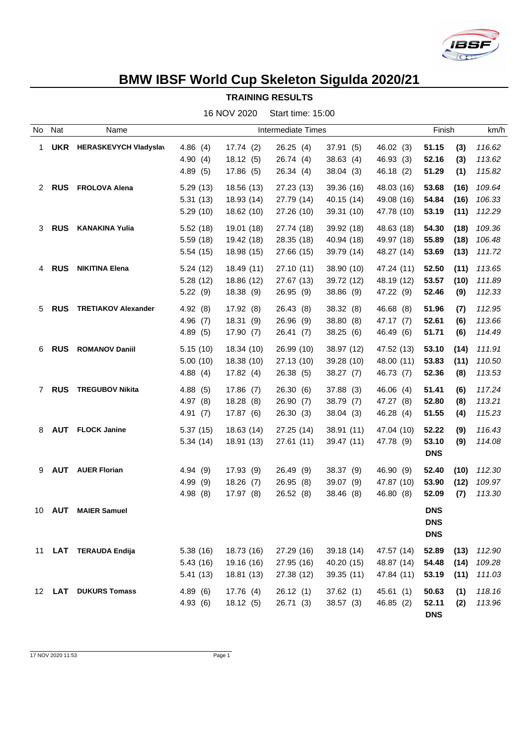# BMW IBSF World Cup Skeleton Sigulda 2020/21

## TRAINING RESULTS

16 NOV 2020 Start time: 15:00

| No | Nat | Name | Intermediate Times | | | | | Finish | | km/h |
|---|---|---|---|---|---|---|---|---|---|---|
| 1 | **UKR** | **HERASKEVYCH Vladyslav** | 4.86 (4) | 17.74 (2) | 26.25 (4) | 37.91 (5) | 46.02 (3) | **51.15** | **(3)** | *116.62* |
| | | | 4.90 (4) | 18.12 (5) | 26.74 (4) | 38.63 (4) | 46.93 (3) | **52.16** | **(3)** | *113.62* |
| | | | 4.89 (5) | 17.86 (5) | 26.34 (4) | 38.04 (3) | 46.18 (2) | **51.29** | **(1)** | *115.82* |
| 2 | **RUS** | **FROLOVA Alena** | 5.29 (13) | 18.56 (13) | 27.23 (13) | 39.36 (16) | 48.03 (16) | **53.68** | **(16)** | *109.64* |
| | | | 5.31 (13) | 18.93 (14) | 27.79 (14) | 40.15 (14) | 49.08 (16) | **54.84** | **(16)** | *106.33* |
| | | | 5.29 (10) | 18.62 (10) | 27.26 (10) | 39.31 (10) | 47.78 (10) | **53.19** | **(11)** | *112.29* |
| 3 | **RUS** | **KANAKINA Yulia** | 5.52 (18) | 19.01 (18) | 27.74 (18) | 39.92 (18) | 48.63 (18) | **54.30** | **(18)** | *109.36* |
| | | | 5.59 (18) | 19.42 (18) | 28.35 (18) | 40.94 (18) | 49.97 (18) | **55.89** | **(18)** | *106.48* |
| | | | 5.54 (15) | 18.98 (15) | 27.66 (15) | 39.79 (14) | 48.27 (14) | **53.69** | **(13)** | *111.72* |
| 4 | **RUS** | **NIKITINA Elena** | 5.24 (12) | 18.49 (11) | 27.10 (11) | 38.90 (10) | 47.24 (11) | **52.50** | **(11)** | *113.65* |
| | | | 5.28 (12) | 18.86 (12) | 27.67 (13) | 39.72 (12) | 48.19 (12) | **53.57** | **(10)** | *111.89* |
| | | | 5.22 (9) | 18.38 (9) | 26.95 (9) | 38.86 (9) | 47.22 (9) | **52.46** | **(9)** | *112.33* |
| 5 | **RUS** | **TRETIAKOV Alexander** | 4.92 (8) | 17.92 (8) | 26.43 (8) | 38.32 (8) | 46.68 (8) | **51.96** | **(7)** | *112.95* |
| | | | 4.96 (7) | 18.31 (9) | 26.96 (9) | 38.80 (8) | 47.17 (7) | **52.61** | **(6)** | *113.66* |
| | | | 4.89 (5) | 17.90 (7) | 26.41 (7) | 38.25 (6) | 46.49 (6) | **51.71** | **(6)** | *114.49* |
| 6 | **RUS** | **ROMANOV Daniil** | 5.15 (10) | 18.34 (10) | 26.99 (10) | 38.97 (12) | 47.52 (13) | **53.10** | **(14)** | *111.91* |
| | | | 5.00 (10) | 18.38 (10) | 27.13 (10) | 39.28 (10) | 48.00 (11) | **53.83** | **(11)** | *110.50* |
| | | | 4.88 (4) | 17.82 (4) | 26.38 (5) | 38.27 (7) | 46.73 (7) | **52.36** | **(8)** | *113.53* |
| 7 | **RUS** | **TREGUBOV Nikita** | 4.88 (5) | 17.86 (7) | 26.30 (6) | 37.88 (3) | 46.06 (4) | **51.41** | **(6)** | *117.24* |
| | | | 4.97 (8) | 18.28 (8) | 26.90 (7) | 38.79 (7) | 47.27 (8) | **52.80** | **(8)** | *113.21* |
| | | | 4.91 (7) | 17.87 (6) | 26.30 (3) | 38.04 (3) | 46.28 (4) | **51.55** | **(4)** | *115.23* |
| 8 | **AUT** | **FLOCK Janine** | 5.37 (15) | 18.63 (14) | 27.25 (14) | 38.91 (11) | 47.04 (10) | **52.22** | **(9)** | *116.43* |
| | | | 5.34 (14) | 18.91 (13) | 27.61 (11) | 39.47 (11) | 47.78 (9) | **53.10** | **(9)** | *114.08* |
| | | | | | | | | **DNS** | | |
| 9 | **AUT** | **AUER Florian** | 4.94 (9) | 17.93 (9) | 26.49 (9) | 38.37 (9) | 46.90 (9) | **52.40** | **(10)** | *112.30* |
| | | | 4.99 (9) | 18.26 (7) | 26.95 (8) | 39.07 (9) | 47.87 (10) | **53.90** | **(12)** | *109.97* |
| | | | 4.98 (8) | 17.97 (8) | 26.52 (8) | 38.46 (8) | 46.80 (8) | **52.09** | **(7)** | *113.30* |
| 10 | **AUT** | **MAIER Samuel** | | | | | | **DNS** | | |
| | | | | | | | | **DNS** | | |
| | | | | | | | | **DNS** | | |
| 11 | **LAT** | **TERAUDA Endija** | 5.38 (16) | 18.73 (16) | 27.29 (16) | 39.18 (14) | 47.57 (14) | **52.89** | **(13)** | *112.90* |
| | | | 5.43 (16) | 19.16 (16) | 27.95 (16) | 40.20 (15) | 48.87 (14) | **54.48** | **(14)** | *109.28* |
| | | | 5.41 (13) | 18.81 (13) | 27.38 (12) | 39.35 (11) | 47.84 (11) | **53.19** | **(11)** | *111.03* |
| 12 | **LAT** | **DUKURS Tomass** | 4.89 (6) | 17.76 (4) | 26.12 (1) | 37.62 (1) | 45.61 (1) | **50.63** | **(1)** | *118.16* |
| | | | 4.93 (6) | 18.12 (5) | 26.71 (3) | 38.57 (3) | 46.85 (2) | **52.11** | **(2)** | *113.96* |
| | | | | | | | | **DNS** | | |

17 NOV 2020 11:53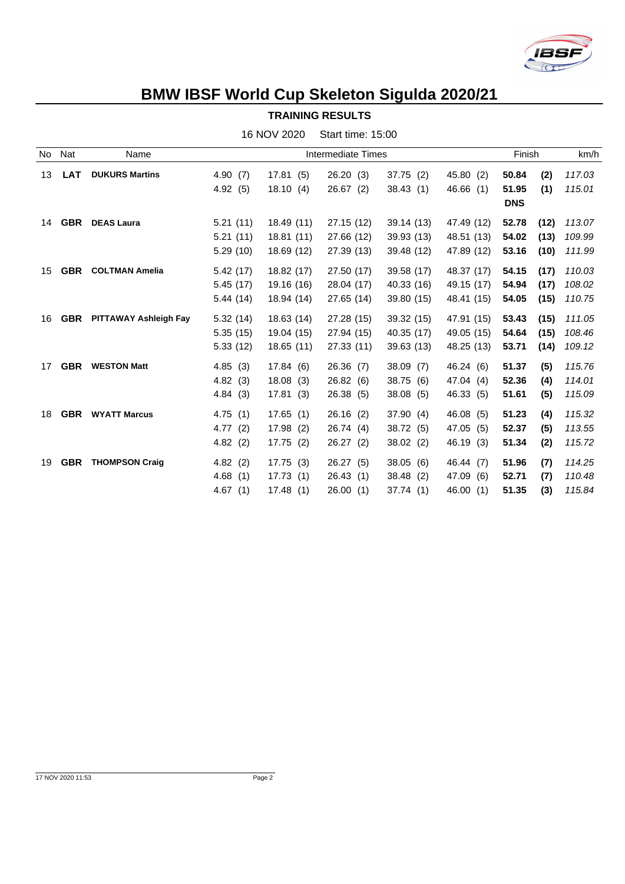# BMW IBSF World Cup Skeleton Sigulda 2020/21

**TRAINING RESULTS**

16 NOV 2020 Start time: 15:00

| No | Nat | Name | Intermediate Times | | | | | Finish | | km/h |
|---|---|---|---|---|---|---|---|---|---|---|
| 13 | **LAT** | **DUKURS Martins** | 4.90 (7) | 17.81 (5) | 26.20 (3) | 37.75 (2) | 45.80 (2) | **50.84** | **(2)** | *117.03* |
| | | | 4.92 (5) | 18.10 (4) | 26.67 (2) | 38.43 (1) | 46.66 (1) | **51.95** | **(1)** | *115.01* |
| | | | | | | | | **DNS** | | |
| 14 | **GBR** | **DEAS Laura** | 5.21 (11) | 18.49 (11) | 27.15 (12) | 39.14 (13) | 47.49 (12) | **52.78** | **(12)** | *113.07* |
| | | | 5.21 (11) | 18.81 (11) | 27.66 (12) | 39.93 (13) | 48.51 (13) | **54.02** | **(13)** | *109.99* |
| | | | 5.29 (10) | 18.69 (12) | 27.39 (13) | 39.48 (12) | 47.89 (12) | **53.16** | **(10)** | *111.99* |
| 15 | **GBR** | **COLTMAN Amelia** | 5.42 (17) | 18.82 (17) | 27.50 (17) | 39.58 (17) | 48.37 (17) | **54.15** | **(17)** | *110.03* |
| | | | 5.45 (17) | 19.16 (16) | 28.04 (17) | 40.33 (16) | 49.15 (17) | **54.94** | **(17)** | *108.02* |
| | | | 5.44 (14) | 18.94 (14) | 27.65 (14) | 39.80 (15) | 48.41 (15) | **54.05** | **(15)** | *110.75* |
| 16 | **GBR** | **PITTAWAY Ashleigh Fay** | 5.32 (14) | 18.63 (14) | 27.28 (15) | 39.32 (15) | 47.91 (15) | **53.43** | **(15)** | *111.05* |
| | | | 5.35 (15) | 19.04 (15) | 27.94 (15) | 40.35 (17) | 49.05 (15) | **54.64** | **(15)** | *108.46* |
| | | | 5.33 (12) | 18.65 (11) | 27.33 (11) | 39.63 (13) | 48.25 (13) | **53.71** | **(14)** | *109.12* |
| 17 | **GBR** | **WESTON Matt** | 4.85 (3) | 17.84 (6) | 26.36 (7) | 38.09 (7) | 46.24 (6) | **51.37** | **(5)** | *115.76* |
| | | | 4.82 (3) | 18.08 (3) | 26.82 (6) | 38.75 (6) | 47.04 (4) | **52.36** | **(4)** | *114.01* |
| | | | 4.84 (3) | 17.81 (3) | 26.38 (5) | 38.08 (5) | 46.33 (5) | **51.61** | **(5)** | *115.09* |
| 18 | **GBR** | **WYATT Marcus** | 4.75 (1) | 17.65 (1) | 26.16 (2) | 37.90 (4) | 46.08 (5) | **51.23** | **(4)** | *115.32* |
| | | | 4.77 (2) | 17.98 (2) | 26.74 (4) | 38.72 (5) | 47.05 (5) | **52.37** | **(5)** | *113.55* |
| | | | 4.82 (2) | 17.75 (2) | 26.27 (2) | 38.02 (2) | 46.19 (3) | **51.34** | **(2)** | *115.72* |
| 19 | **GBR** | **THOMPSON Craig** | 4.82 (2) | 17.75 (3) | 26.27 (5) | 38.05 (6) | 46.44 (7) | **51.96** | **(7)** | *114.25* |
| | | | 4.68 (1) | 17.73 (1) | 26.43 (1) | 38.48 (2) | 47.09 (6) | **52.71** | **(7)** | *110.48* |
| | | | 4.67 (1) | 17.48 (1) | 26.00 (1) | 37.74 (1) | 46.00 (1) | **51.35** | **(3)** | *115.84* |

17 NOV 2020 11:53